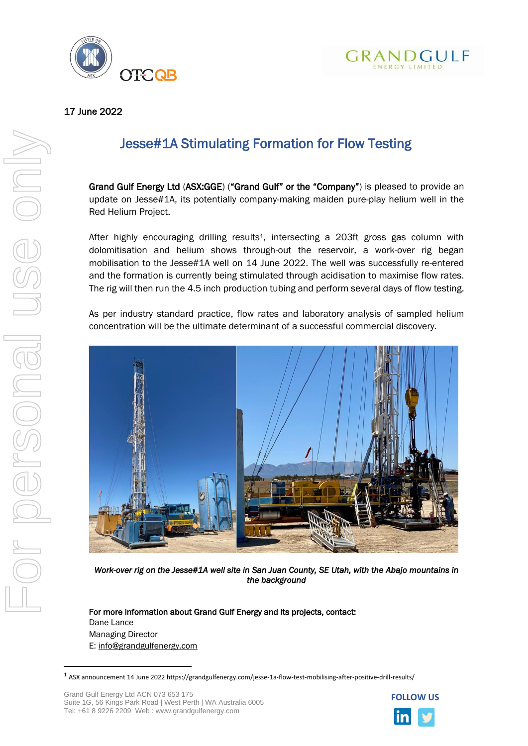17 June 2022

# Jesse#1A Stimulating Formation for Flow Testing

**Grand Gulf Energy Ltd** (**ASX:GGE**) (**"Grand Gulf" or the "Company"**) is pleased to provide an update on Jesse#1A, its potentially company-making maiden pure-play helium well in the Red Helium Project.

After highly encouraging drilling results[1], intersecting a 203ft gross gas column with dolomitisation and helium shows through-out the reservoir, a work-over rig began mobilisation to the Jesse#1A well on 14 June 2022. The well was successfully re-entered and the formation is currently being stimulated through acidisation to maximise flow rates. The rig will then run the 4.5 inch production tubing and perform several days of flow testing.

As per industry standard practice, flow rates and laboratory analysis of sampled helium concentration will be the ultimate determinant of a successful commercial discovery.

*Work-over rig on the Jesse#1A well site in San Juan County, SE Utah, with the Abajo mountains in the background*

**For more information about Grand Gulf Energy and its projects, contact:**
Dane Lance
Managing Director
E: info@grandgulfenergy.com

[1] ASX announcement 14 June 2022 https://grandgulfenergy.com/jesse-1a-flow-test-mobilising-after-positive-drill-results/

Grand Gulf Energy Ltd ACN 073 653 175
Suite 1G, 56 Kings Park Road | West Perth | WA Australia 6005
Tel: +61 8 9226 2209 Web : www.grandgulfenergy.com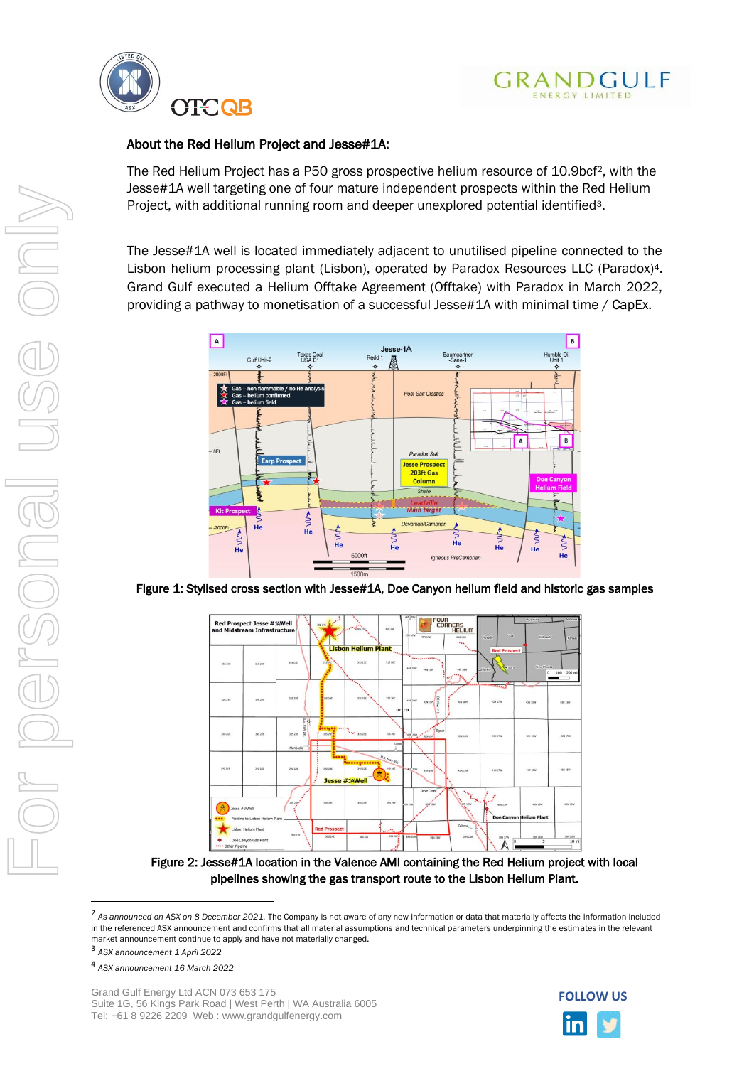## About the Red Helium Project and Jesse#1A:

The Red Helium Project has a P50 gross prospective helium resource of 10.9bcf[2], with the Jesse#1A well targeting one of four mature independent prospects within the Red Helium Project, with additional running room and deeper unexplored potential identified[3].

The Jesse#1A well is located immediately adjacent to unutilised pipeline connected to the Lisbon helium processing plant (Lisbon), operated by Paradox Resources LLC (Paradox)[4]. Grand Gulf executed a Helium Offtake Agreement (Offtake) with Paradox in March 2022, providing a pathway to monetisation of a successful Jesse#1A with minimal time / CapEx.

Figure 1: Stylised cross section with Jesse#1A, Doe Canyon helium field and historic gas samples

Figure 2: Jesse#1A location in the Valence AMI containing the Red Helium project with local pipelines showing the gas transport route to the Lisbon Helium Plant.

---

[2] *As announced on ASX on 8 December 2021.* The Company is not aware of any new information or data that materially affects the information included in the referenced ASX announcement and confirms that all material assumptions and technical parameters underpinning the estimates in the relevant market announcement continue to apply and have not materially changed.

[3] *ASX announcement 1 April 2022*

[4] *ASX announcement 16 March 2022*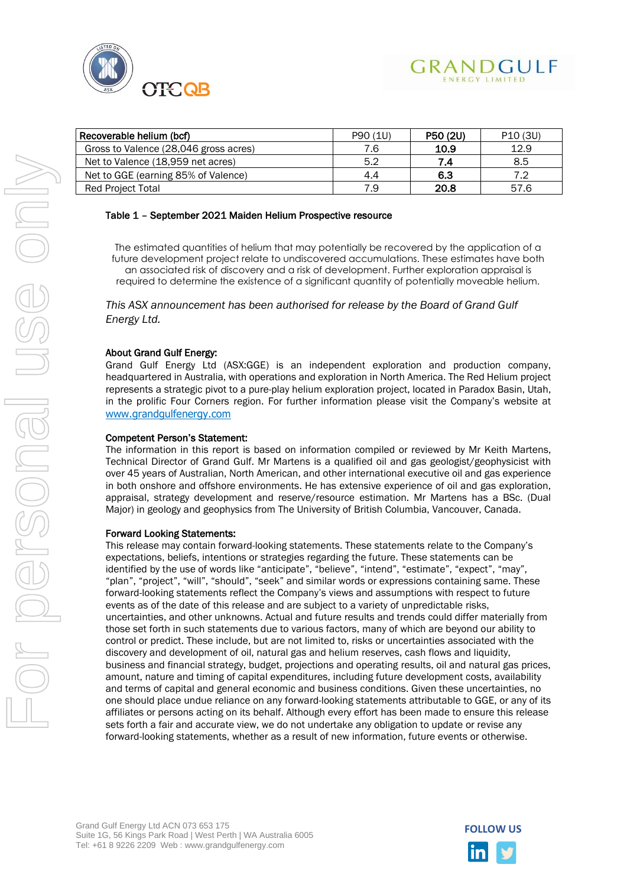| Recoverable helium (bcf) | P90 (1U) | **P50 (2U)** | P10 (3U) |
|---|---|---|---|
| Gross to Valence (28,046 gross acres) | 7.6 | **10.9** | 12.9 |
| Net to Valence (18,959 net acres) | 5.2 | **7.4** | 8.5 |
| Net to GGE (earning 85% of Valence) | 4.4 | **6.3** | 7.2 |
| Red Project Total | 7.9 | **20.8** | 57.6 |

Table 1 – September 2021 Maiden Helium Prospective resource

The estimated quantities of helium that may potentially be recovered by the application of a future development project relate to undiscovered accumulations. These estimates have both an associated risk of discovery and a risk of development. Further exploration appraisal is required to determine the existence of a significant quantity of potentially moveable helium.

*This ASX announcement has been authorised for release by the Board of Grand Gulf Energy Ltd.*

**About Grand Gulf Energy:**

Grand Gulf Energy Ltd (ASX:GGE) is an independent exploration and production company, headquartered in Australia, with operations and exploration in North America. The Red Helium project represents a strategic pivot to a pure-play helium exploration project, located in Paradox Basin, Utah, in the prolific Four Corners region. For further information please visit the Company's website at www.grandgulfenergy.com

**Competent Person's Statement:**

The information in this report is based on information compiled or reviewed by Mr Keith Martens, Technical Director of Grand Gulf. Mr Martens is a qualified oil and gas geologist/geophysicist with over 45 years of Australian, North American, and other international executive oil and gas experience in both onshore and offshore environments. He has extensive experience of oil and gas exploration, appraisal, strategy development and reserve/resource estimation. Mr Martens has a BSc. (Dual Major) in geology and geophysics from The University of British Columbia, Vancouver, Canada.

**Forward Looking Statements:**

This release may contain forward-looking statements. These statements relate to the Company's expectations, beliefs, intentions or strategies regarding the future. These statements can be identified by the use of words like "anticipate", "believe", "intend", "estimate", "expect", "may", "plan", "project", "will", "should", "seek" and similar words or expressions containing same. These forward-looking statements reflect the Company's views and assumptions with respect to future events as of the date of this release and are subject to a variety of unpredictable risks, uncertainties, and other unknowns. Actual and future results and trends could differ materially from those set forth in such statements due to various factors, many of which are beyond our ability to control or predict. These include, but are not limited to, risks or uncertainties associated with the discovery and development of oil, natural gas and helium reserves, cash flows and liquidity, business and financial strategy, budget, projections and operating results, oil and natural gas prices, amount, nature and timing of capital expenditures, including future development costs, availability and terms of capital and general economic and business conditions. Given these uncertainties, no one should place undue reliance on any forward-looking statements attributable to GGE, or any of its affiliates or persons acting on its behalf. Although every effort has been made to ensure this release sets forth a fair and accurate view, we do not undertake any obligation to update or revise any forward-looking statements, whether as a result of new information, future events or otherwise.